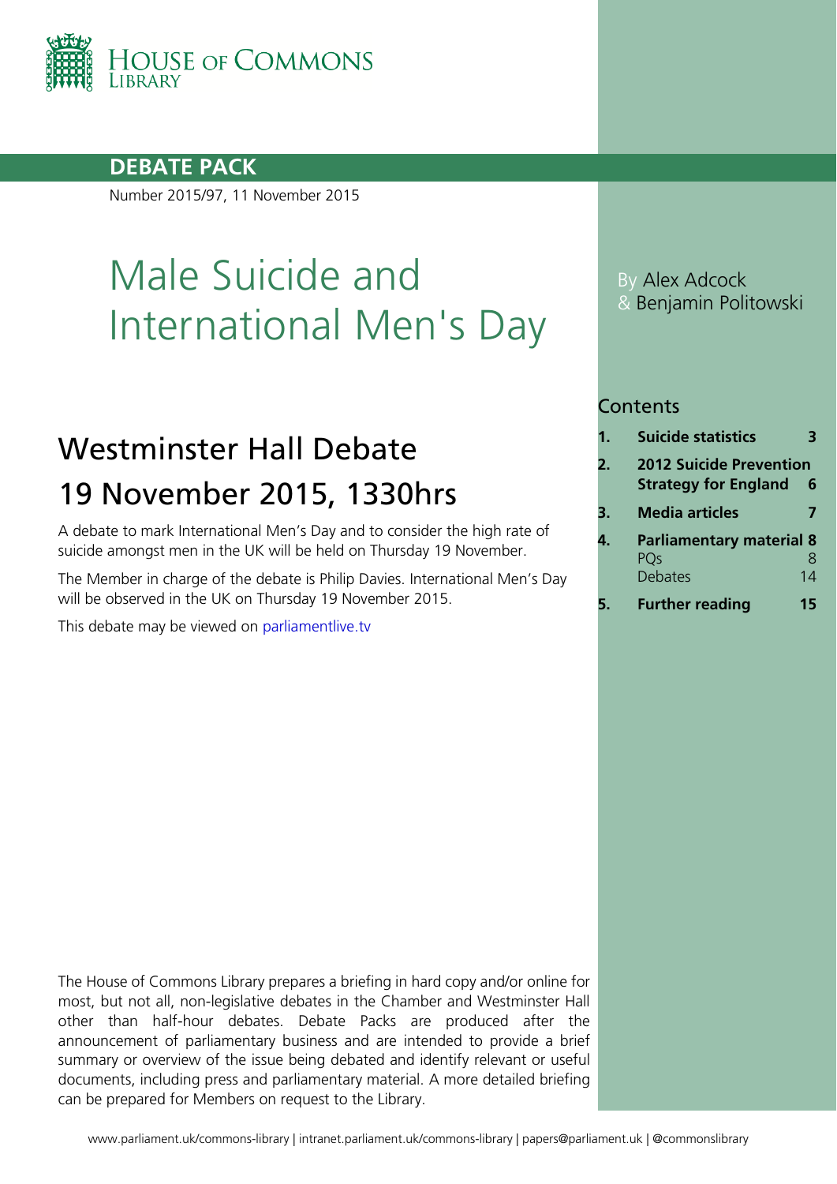HOUSE OF COMMONS LIBRARY

**DEBATE PACK**

Number 2015/97, 11 November 2015

# Male Suicide and International Men's Day

By Alex Adcock & Benjamin Politowski

## Westminster Hall Debate 19 November 2015, 1330hrs

A debate to mark International Men's Day and to consider the high rate of suicide amongst men in the UK will be held on Thursday 19 November.

The Member in charge of the debate is Philip Davies. International Men's Day will be observed in the UK on Thursday 19 November 2015.

This debate may be viewed on parliamentlive.tv

### Contents

| | | |
|---|---|---|
| **1.** | **Suicide statistics** | **3** |
| **2.** | **2012 Suicide Prevention Strategy for England** | **6** |
| **3.** | **Media articles** | **7** |
| **4.** | **Parliamentary material** | **8** |
| | PQs | 8 |
| | Debates | 14 |
| **5.** | **Further reading** | **15** |

The House of Commons Library prepares a briefing in hard copy and/or online for most, but not all, non-legislative debates in the Chamber and Westminster Hall other than half-hour debates. Debate Packs are produced after the announcement of parliamentary business and are intended to provide a brief summary or overview of the issue being debated and identify relevant or useful documents, including press and parliamentary material. A more detailed briefing can be prepared for Members on request to the Library.

www.parliament.uk/commons-library | intranet.parliament.uk/commons-library | papers@parliament.uk | @commonslibrary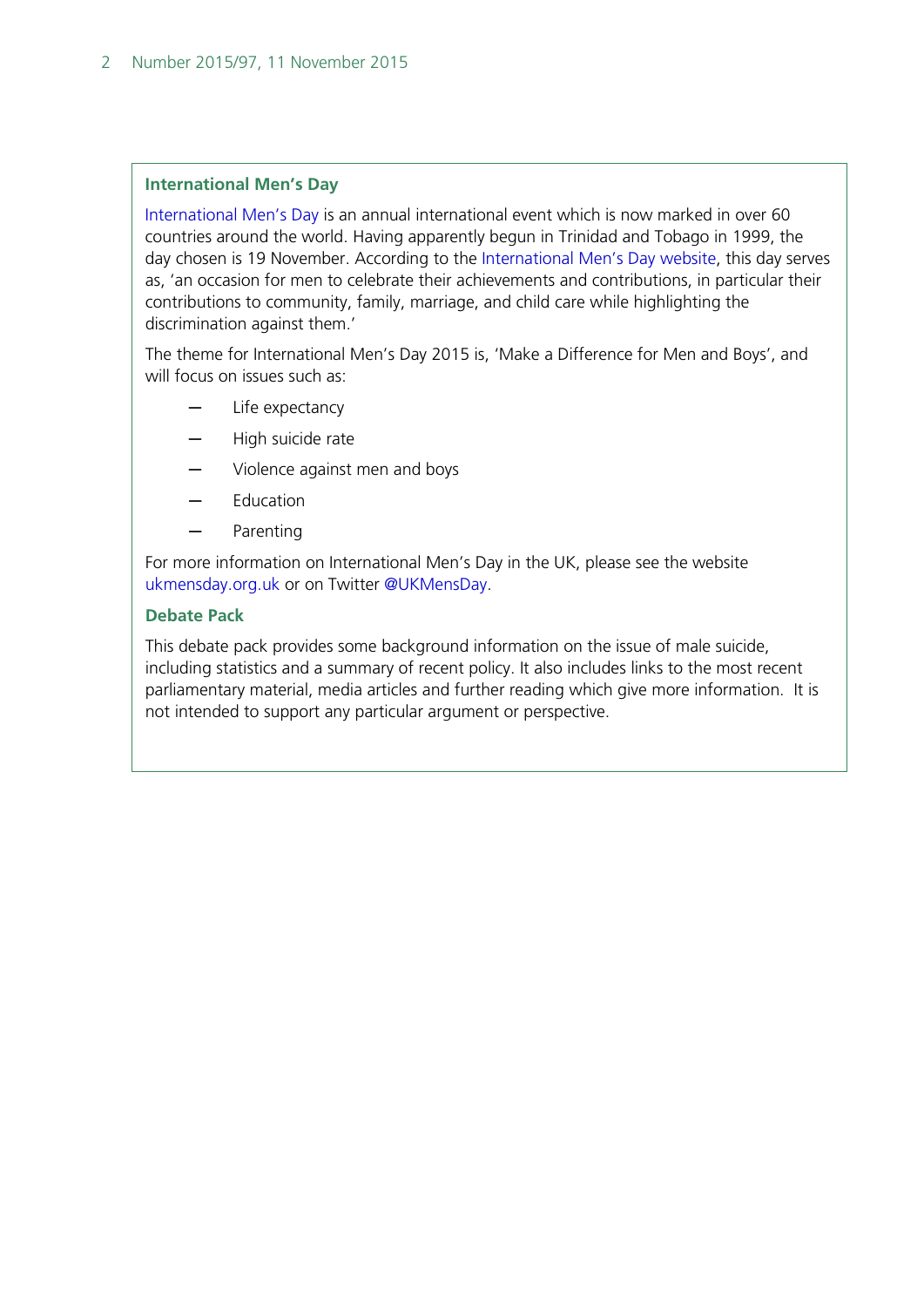## International Men's Day

International Men's Day is an annual international event which is now marked in over 60 countries around the world. Having apparently begun in Trinidad and Tobago in 1999, the day chosen is 19 November. According to the International Men's Day website, this day serves as, 'an occasion for men to celebrate their achievements and contributions, in particular their contributions to community, family, marriage, and child care while highlighting the discrimination against them.'

The theme for International Men's Day 2015 is, 'Make a Difference for Men and Boys', and will focus on issues such as:

- Life expectancy
- High suicide rate
- Violence against men and boys
- Education
- Parenting

For more information on International Men's Day in the UK, please see the website ukmensday.org.uk or on Twitter @UKMensDay.

## Debate Pack

This debate pack provides some background information on the issue of male suicide, including statistics and a summary of recent policy. It also includes links to the most recent parliamentary material, media articles and further reading which give more information. It is not intended to support any particular argument or perspective.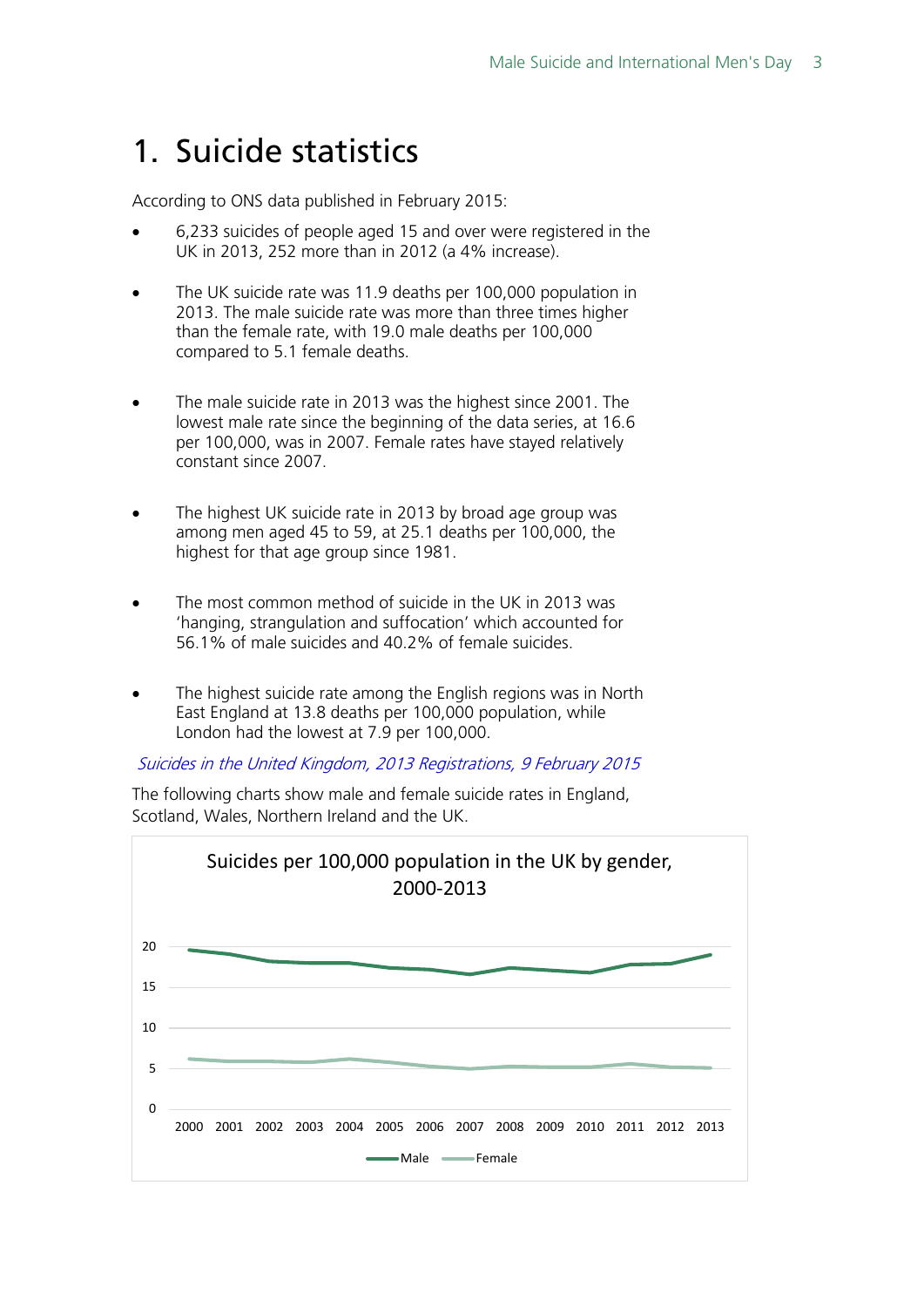# 1. Suicide statistics

According to ONS data published in February 2015:

- 6,233 suicides of people aged 15 and over were registered in the UK in 2013, 252 more than in 2012 (a 4% increase).

- The UK suicide rate was 11.9 deaths per 100,000 population in 2013. The male suicide rate was more than three times higher than the female rate, with 19.0 male deaths per 100,000 compared to 5.1 female deaths.

- The male suicide rate in 2013 was the highest since 2001. The lowest male rate since the beginning of the data series, at 16.6 per 100,000, was in 2007. Female rates have stayed relatively constant since 2007.

- The highest UK suicide rate in 2013 by broad age group was among men aged 45 to 59, at 25.1 deaths per 100,000, the highest for that age group since 1981.

- The most common method of suicide in the UK in 2013 was 'hanging, strangulation and suffocation' which accounted for 56.1% of male suicides and 40.2% of female suicides.

- The highest suicide rate among the English regions was in North East England at 13.8 deaths per 100,000 population, while London had the lowest at 7.9 per 100,000.

*Suicides in the United Kingdom, 2013 Registrations, 9 February 2015*

The following charts show male and female suicide rates in England, Scotland, Wales, Northern Ireland and the UK.

Suicides per 100,000 population in the UK by gender, 2000-2013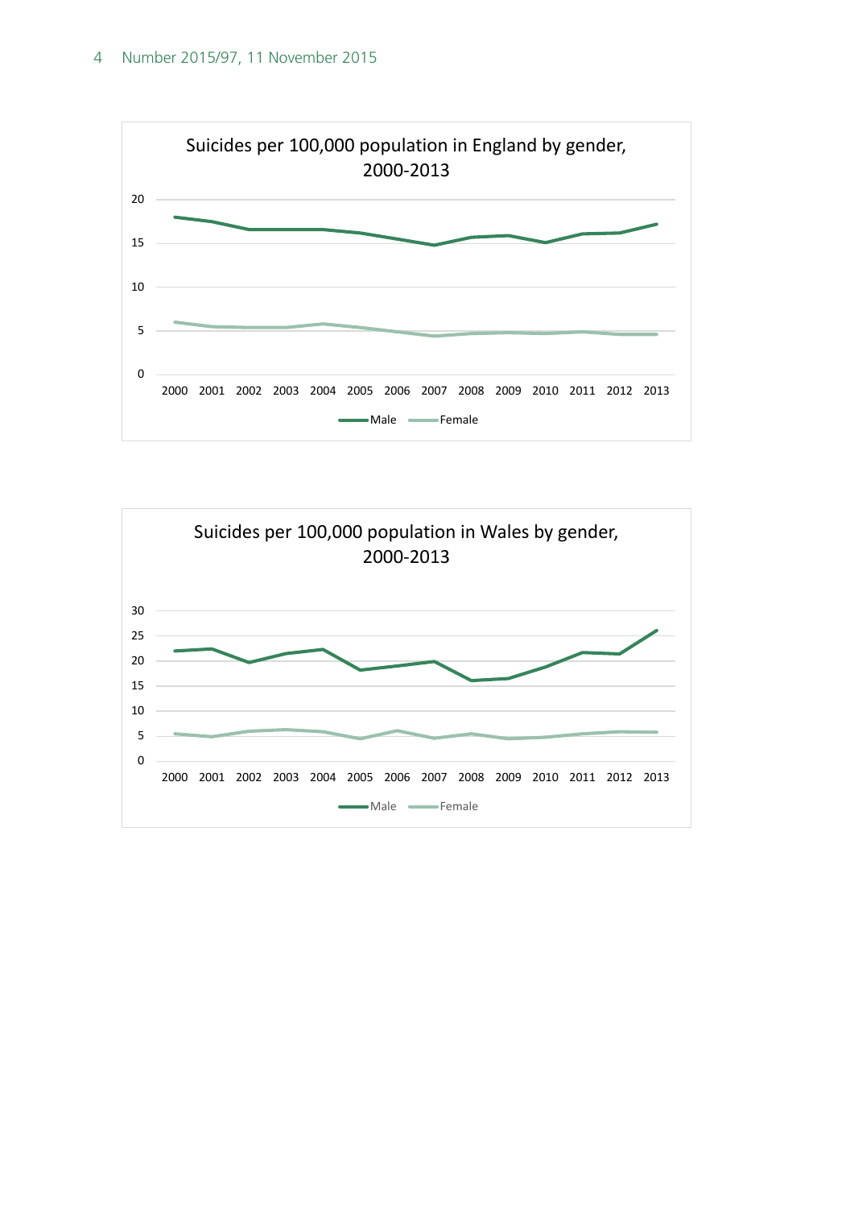Suicides per 100,000 population in England by gender, 2000-2013

Suicides per 100,000 population in Wales by gender, 2000-2013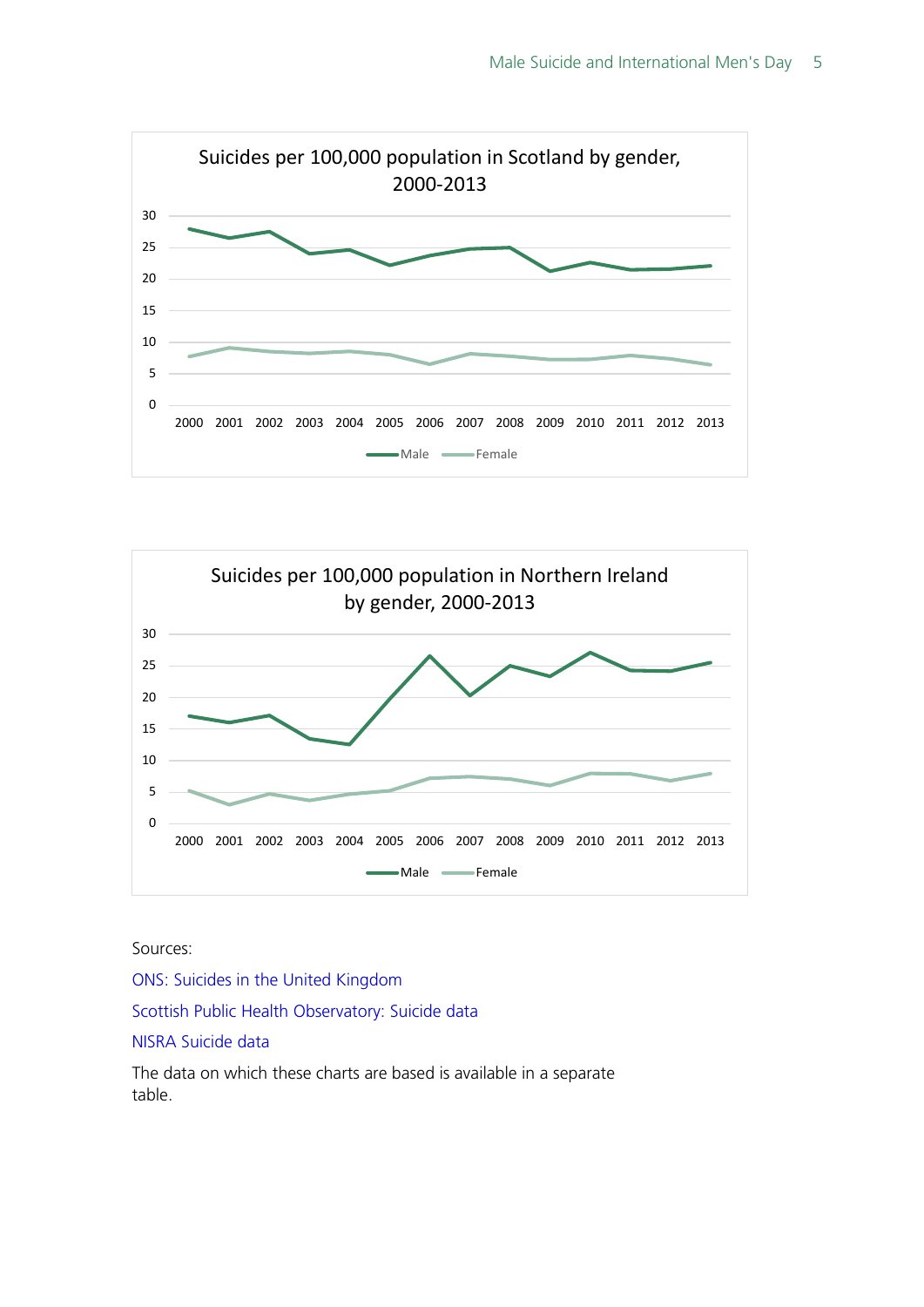Suicides per 100,000 population in Scotland by gender, 2000-2013

Suicides per 100,000 population in Northern Ireland by gender, 2000-2013

Sources:

ONS: Suicides in the United Kingdom

Scottish Public Health Observatory: Suicide data

NISRA Suicide data

The data on which these charts are based is available in a separate table.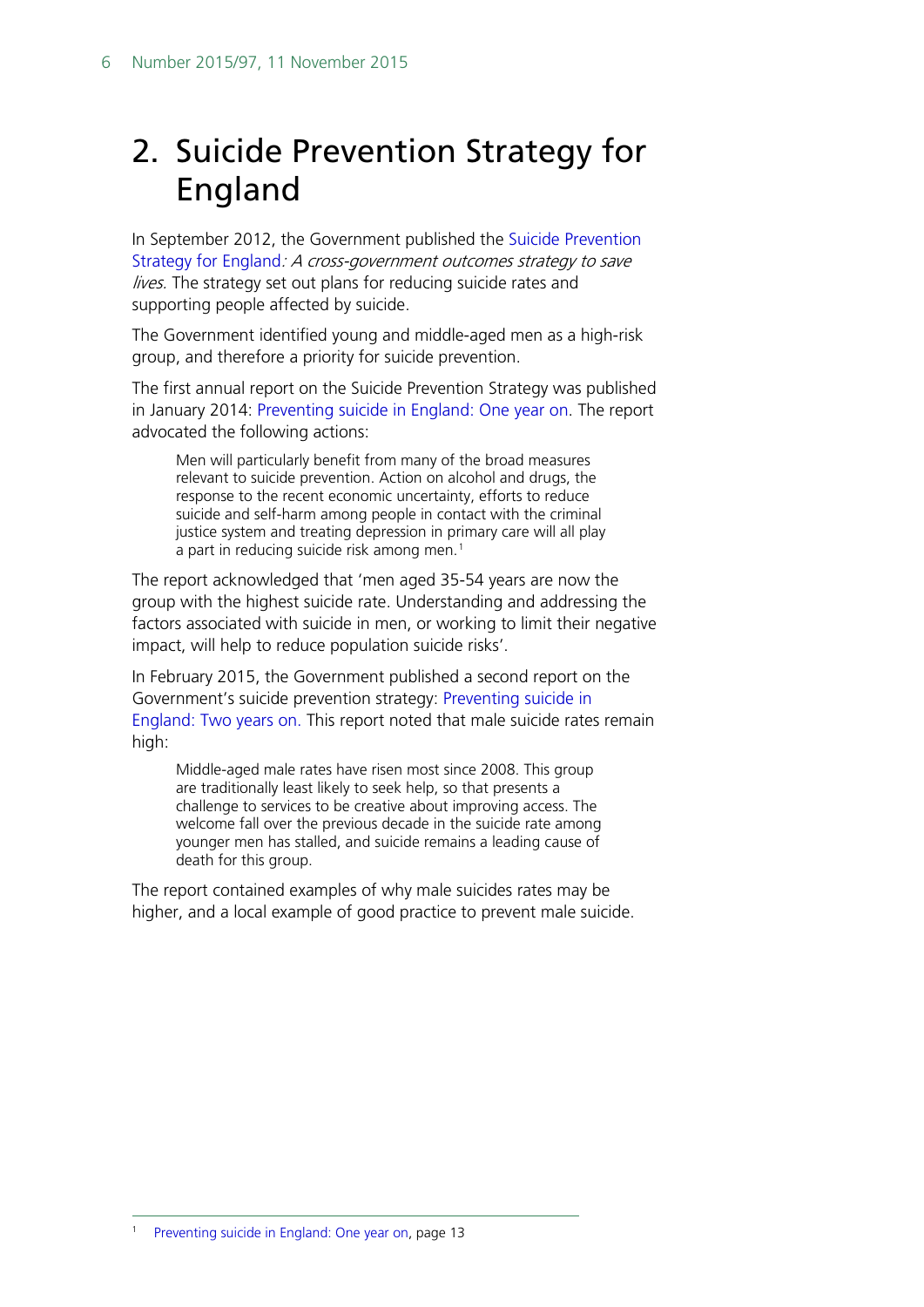# 2. Suicide Prevention Strategy for England

In September 2012, the Government published the Suicide Prevention Strategy for England*: A cross-government outcomes strategy to save lives.* The strategy set out plans for reducing suicide rates and supporting people affected by suicide.

The Government identified young and middle-aged men as a high-risk group, and therefore a priority for suicide prevention.

The first annual report on the Suicide Prevention Strategy was published in January 2014: Preventing suicide in England: One year on. The report advocated the following actions:

> Men will particularly benefit from many of the broad measures relevant to suicide prevention. Action on alcohol and drugs, the response to the recent economic uncertainty, efforts to reduce suicide and self-harm among people in contact with the criminal justice system and treating depression in primary care will all play a part in reducing suicide risk among men.[1]

The report acknowledged that 'men aged 35-54 years are now the group with the highest suicide rate. Understanding and addressing the factors associated with suicide in men, or working to limit their negative impact, will help to reduce population suicide risks'.

In February 2015, the Government published a second report on the Government's suicide prevention strategy: Preventing suicide in England: Two years on. This report noted that male suicide rates remain high:

> Middle-aged male rates have risen most since 2008. This group are traditionally least likely to seek help, so that presents a challenge to services to be creative about improving access. The welcome fall over the previous decade in the suicide rate among younger men has stalled, and suicide remains a leading cause of death for this group.

The report contained examples of why male suicides rates may be higher, and a local example of good practice to prevent male suicide.

---

[1] Preventing suicide in England: One year on, page 13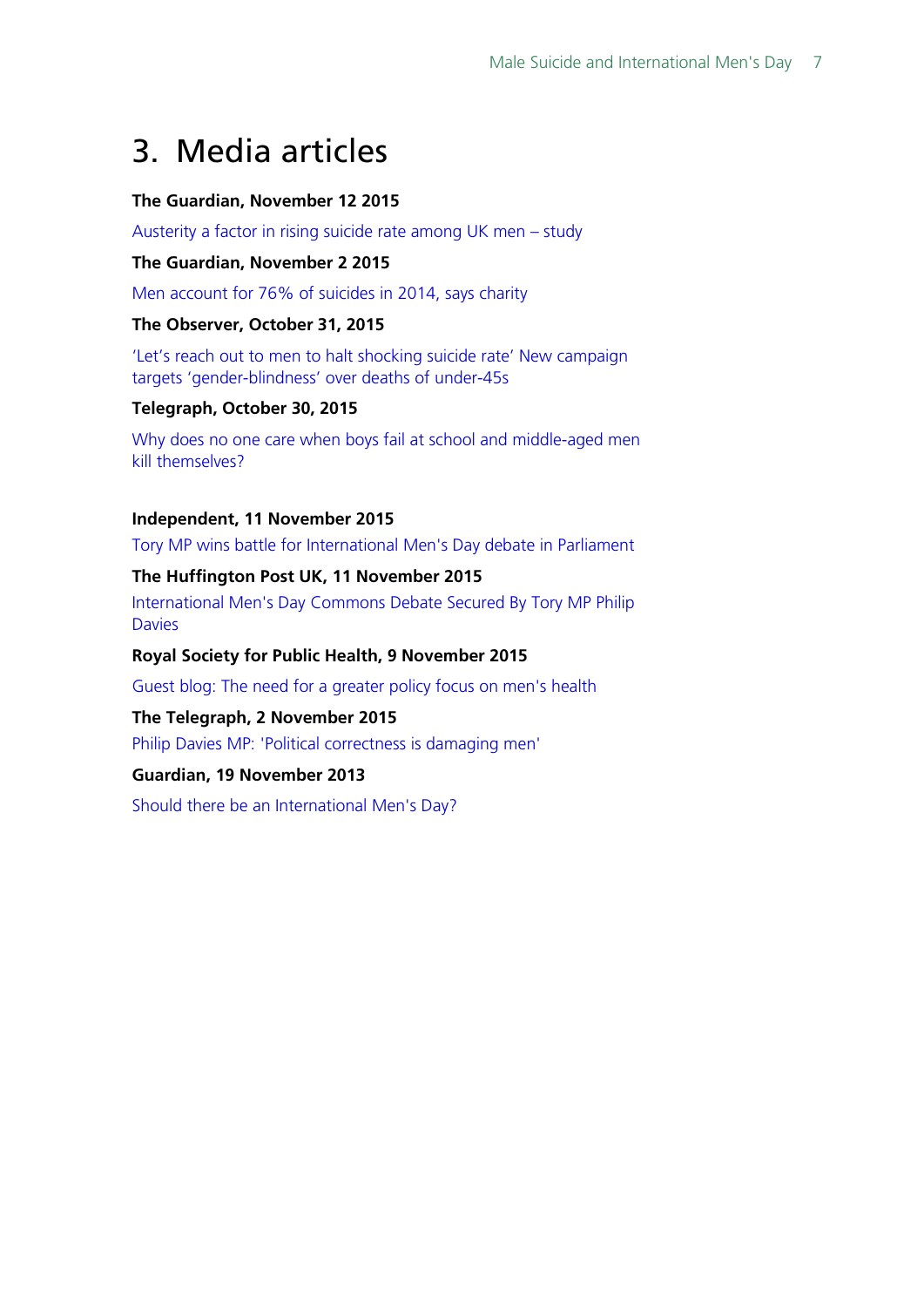# 3. Media articles

**The Guardian, November 12 2015**

Austerity a factor in rising suicide rate among UK men – study

**The Guardian, November 2 2015**

Men account for 76% of suicides in 2014, says charity

**The Observer, October 31, 2015**

'Let's reach out to men to halt shocking suicide rate' New campaign targets 'gender-blindness' over deaths of under-45s

**Telegraph, October 30, 2015**

Why does no one care when boys fail at school and middle-aged men kill themselves?

**Independent, 11 November 2015**

Tory MP wins battle for International Men's Day debate in Parliament

**The Huffington Post UK, 11 November 2015**

International Men's Day Commons Debate Secured By Tory MP Philip Davies

**Royal Society for Public Health, 9 November 2015**

Guest blog: The need for a greater policy focus on men's health

**The Telegraph, 2 November 2015**

Philip Davies MP: 'Political correctness is damaging men'

**Guardian, 19 November 2013**

Should there be an International Men's Day?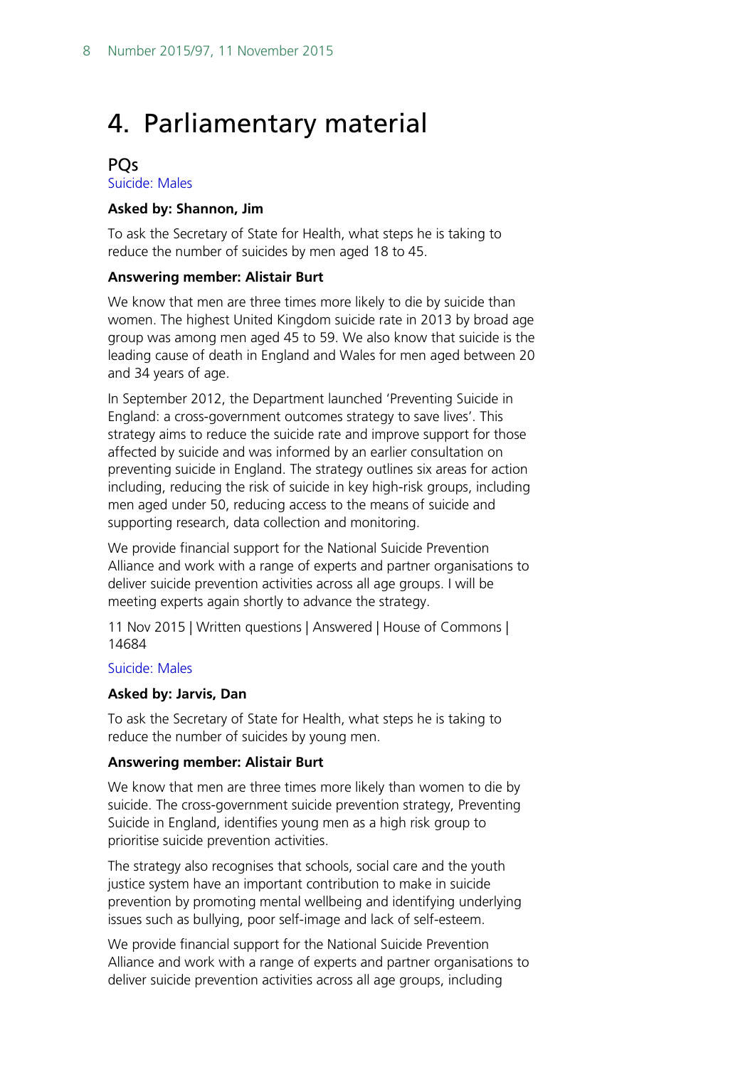# 4. Parliamentary material

## PQs

Suicide: Males

**Asked by: Shannon, Jim**

To ask the Secretary of State for Health, what steps he is taking to reduce the number of suicides by men aged 18 to 45.

**Answering member: Alistair Burt**

We know that men are three times more likely to die by suicide than women. The highest United Kingdom suicide rate in 2013 by broad age group was among men aged 45 to 59. We also know that suicide is the leading cause of death in England and Wales for men aged between 20 and 34 years of age.

In September 2012, the Department launched 'Preventing Suicide in England: a cross-government outcomes strategy to save lives'. This strategy aims to reduce the suicide rate and improve support for those affected by suicide and was informed by an earlier consultation on preventing suicide in England. The strategy outlines six areas for action including, reducing the risk of suicide in key high-risk groups, including men aged under 50, reducing access to the means of suicide and supporting research, data collection and monitoring.

We provide financial support for the National Suicide Prevention Alliance and work with a range of experts and partner organisations to deliver suicide prevention activities across all age groups. I will be meeting experts again shortly to advance the strategy.

11 Nov 2015 | Written questions | Answered | House of Commons | 14684

Suicide: Males

**Asked by: Jarvis, Dan**

To ask the Secretary of State for Health, what steps he is taking to reduce the number of suicides by young men.

**Answering member: Alistair Burt**

We know that men are three times more likely than women to die by suicide. The cross-government suicide prevention strategy, Preventing Suicide in England, identifies young men as a high risk group to prioritise suicide prevention activities.

The strategy also recognises that schools, social care and the youth justice system have an important contribution to make in suicide prevention by promoting mental wellbeing and identifying underlying issues such as bullying, poor self-image and lack of self-esteem.

We provide financial support for the National Suicide Prevention Alliance and work with a range of experts and partner organisations to deliver suicide prevention activities across all age groups, including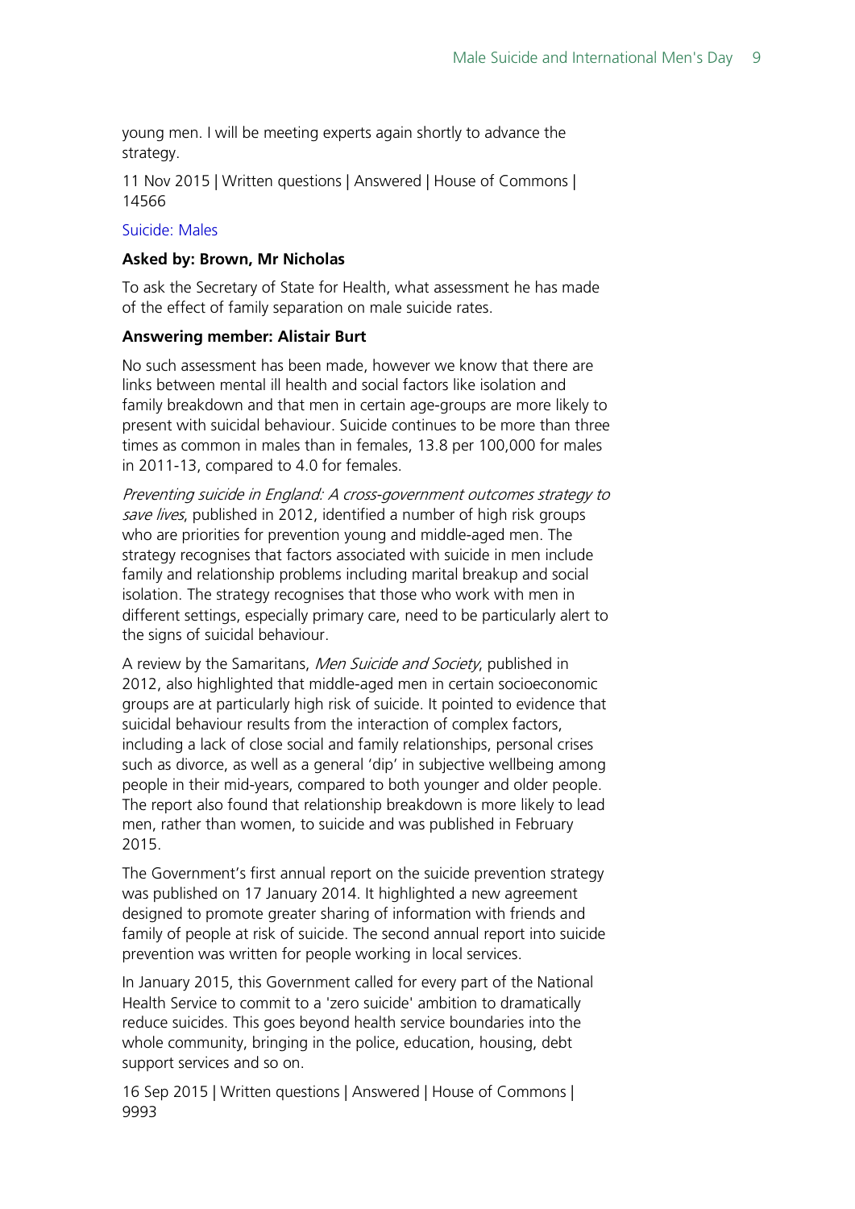young men. I will be meeting experts again shortly to advance the strategy.

11 Nov 2015 | Written questions | Answered | House of Commons | 14566

Suicide: Males

**Asked by: Brown, Mr Nicholas**

To ask the Secretary of State for Health, what assessment he has made of the effect of family separation on male suicide rates.

**Answering member: Alistair Burt**

No such assessment has been made, however we know that there are links between mental ill health and social factors like isolation and family breakdown and that men in certain age-groups are more likely to present with suicidal behaviour. Suicide continues to be more than three times as common in males than in females, 13.8 per 100,000 for males in 2011-13, compared to 4.0 for females.

*Preventing suicide in England: A cross-government outcomes strategy to save lives*, published in 2012, identified a number of high risk groups who are priorities for prevention young and middle-aged men. The strategy recognises that factors associated with suicide in men include family and relationship problems including marital breakup and social isolation. The strategy recognises that those who work with men in different settings, especially primary care, need to be particularly alert to the signs of suicidal behaviour.

A review by the Samaritans, *Men Suicide and Society*, published in 2012, also highlighted that middle-aged men in certain socioeconomic groups are at particularly high risk of suicide. It pointed to evidence that suicidal behaviour results from the interaction of complex factors, including a lack of close social and family relationships, personal crises such as divorce, as well as a general 'dip' in subjective wellbeing among people in their mid-years, compared to both younger and older people. The report also found that relationship breakdown is more likely to lead men, rather than women, to suicide and was published in February 2015.

The Government's first annual report on the suicide prevention strategy was published on 17 January 2014. It highlighted a new agreement designed to promote greater sharing of information with friends and family of people at risk of suicide. The second annual report into suicide prevention was written for people working in local services.

In January 2015, this Government called for every part of the National Health Service to commit to a 'zero suicide' ambition to dramatically reduce suicides. This goes beyond health service boundaries into the whole community, bringing in the police, education, housing, debt support services and so on.

16 Sep 2015 | Written questions | Answered | House of Commons | 9993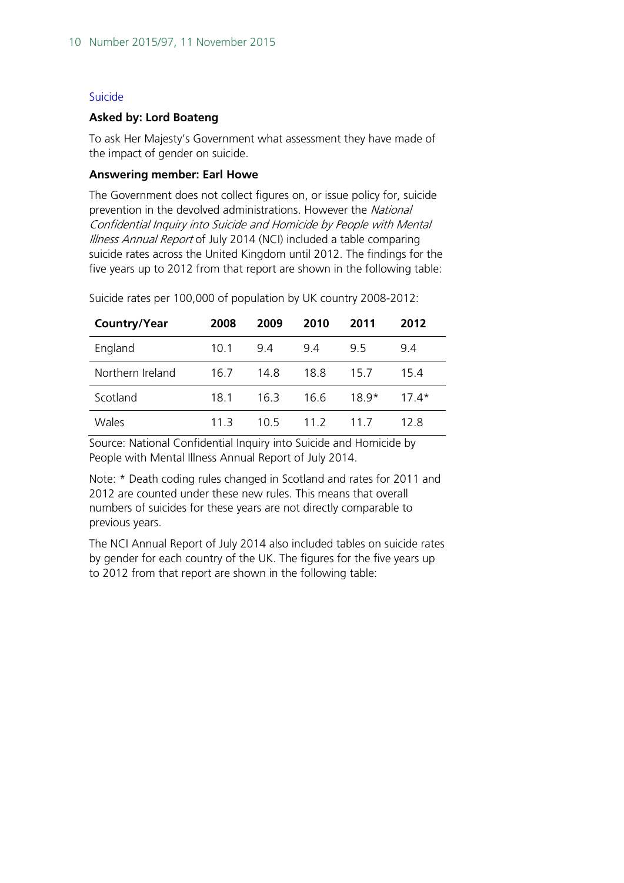### Suicide

**Asked by: Lord Boateng**

To ask Her Majesty's Government what assessment they have made of the impact of gender on suicide.

**Answering member: Earl Howe**

The Government does not collect figures on, or issue policy for, suicide prevention in the devolved administrations. However the *National Confidential Inquiry into Suicide and Homicide by People with Mental Illness Annual Report* of July 2014 (NCI) included a table comparing suicide rates across the United Kingdom until 2012. The findings for the five years up to 2012 from that report are shown in the following table:

Suicide rates per 100,000 of population by UK country 2008-2012:

| Country/Year | 2008 | 2009 | 2010 | 2011 | 2012 |
| --- | --- | --- | --- | --- | --- |
| England | 10.1 | 9.4 | 9.4 | 9.5 | 9.4 |
| Northern Ireland | 16.7 | 14.8 | 18.8 | 15.7 | 15.4 |
| Scotland | 18.1 | 16.3 | 16.6 | 18.9* | 17.4* |
| Wales | 11.3 | 10.5 | 11.2 | 11.7 | 12.8 |

Source: National Confidential Inquiry into Suicide and Homicide by People with Mental Illness Annual Report of July 2014.

Note: * Death coding rules changed in Scotland and rates for 2011 and 2012 are counted under these new rules. This means that overall numbers of suicides for these years are not directly comparable to previous years.

The NCI Annual Report of July 2014 also included tables on suicide rates by gender for each country of the UK. The figures for the five years up to 2012 from that report are shown in the following table: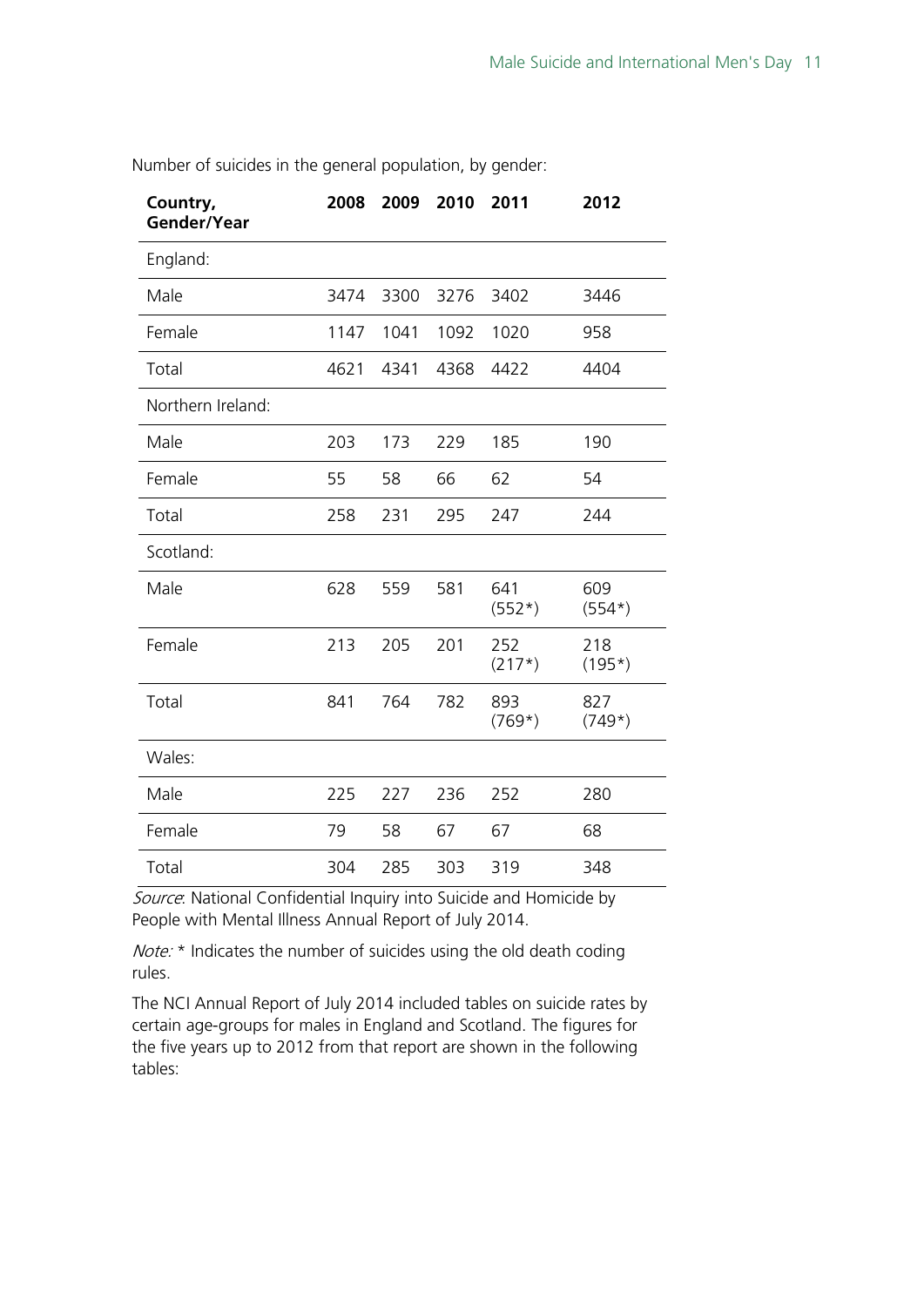Number of suicides in the general population, by gender:

| Country, Gender/Year | 2008 | 2009 | 2010 | 2011 | 2012 |
|---|---|---|---|---|---|
| England: | | | | | |
| Male | 3474 | 3300 | 3276 | 3402 | 3446 |
| Female | 1147 | 1041 | 1092 | 1020 | 958 |
| Total | 4621 | 4341 | 4368 | 4422 | 4404 |
| Northern Ireland: | | | | | |
| Male | 203 | 173 | 229 | 185 | 190 |
| Female | 55 | 58 | 66 | 62 | 54 |
| Total | 258 | 231 | 295 | 247 | 244 |
| Scotland: | | | | | |
| Male | 628 | 559 | 581 | 641 (552*) | 609 (554*) |
| Female | 213 | 205 | 201 | 252 (217*) | 218 (195*) |
| Total | 841 | 764 | 782 | 893 (769*) | 827 (749*) |
| Wales: | | | | | |
| Male | 225 | 227 | 236 | 252 | 280 |
| Female | 79 | 58 | 67 | 67 | 68 |
| Total | 304 | 285 | 303 | 319 | 348 |

*Source*: National Confidential Inquiry into Suicide and Homicide by People with Mental Illness Annual Report of July 2014.

*Note:* * Indicates the number of suicides using the old death coding rules.

The NCI Annual Report of July 2014 included tables on suicide rates by certain age-groups for males in England and Scotland. The figures for the five years up to 2012 from that report are shown in the following tables: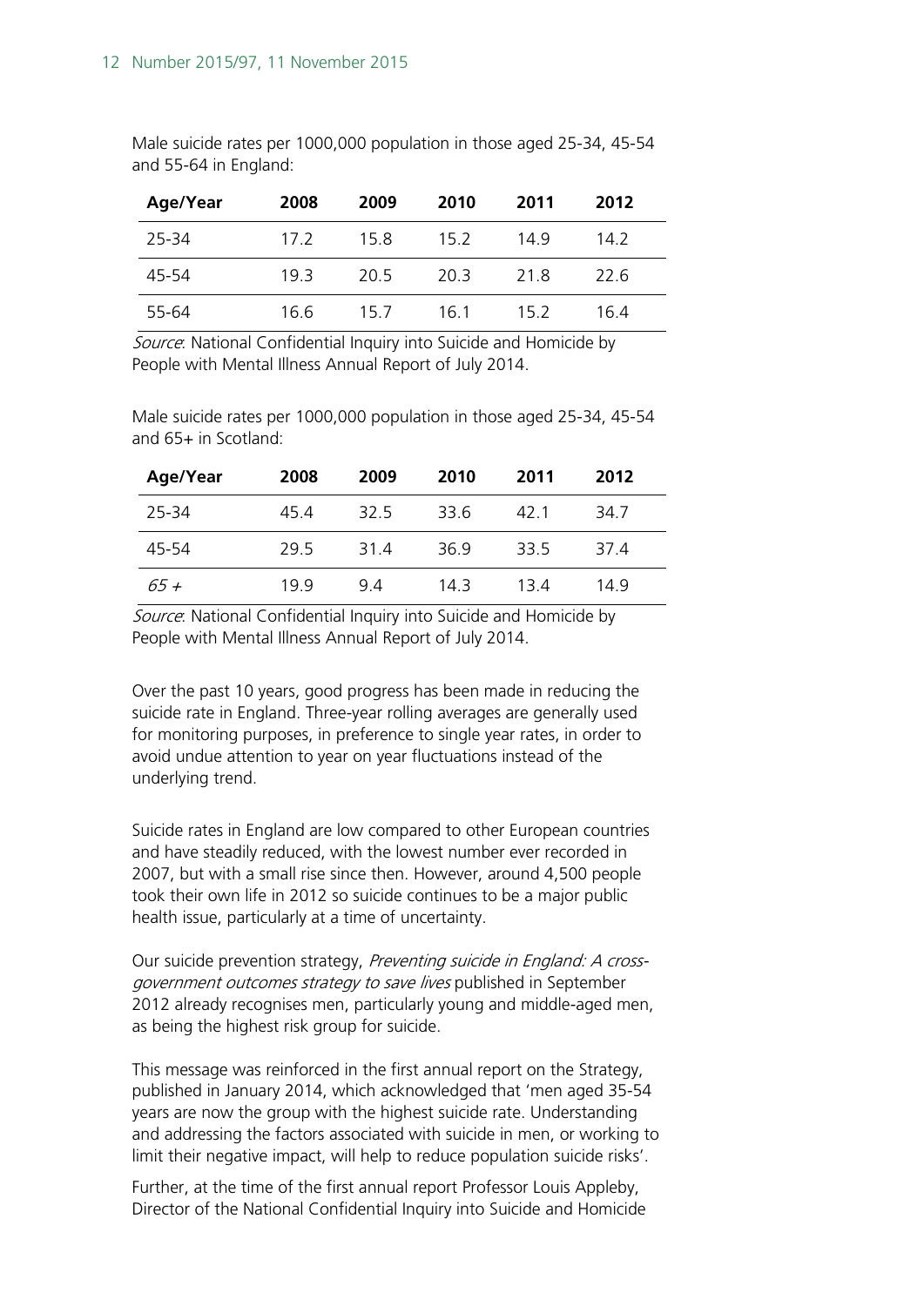Male suicide rates per 1000,000 population in those aged 25-34, 45-54 and 55-64 in England:

| Age/Year | 2008 | 2009 | 2010 | 2011 | 2012 |
|---|---|---|---|---|---|
| 25-34 | 17.2 | 15.8 | 15.2 | 14.9 | 14.2 |
| 45-54 | 19.3 | 20.5 | 20.3 | 21.8 | 22.6 |
| 55-64 | 16.6 | 15.7 | 16.1 | 15.2 | 16.4 |

*Source*: National Confidential Inquiry into Suicide and Homicide by People with Mental Illness Annual Report of July 2014.

Male suicide rates per 1000,000 population in those aged 25-34, 45-54 and 65+ in Scotland:

| Age/Year | 2008 | 2009 | 2010 | 2011 | 2012 |
|---|---|---|---|---|---|
| 25-34 | 45.4 | 32.5 | 33.6 | 42.1 | 34.7 |
| 45-54 | 29.5 | 31.4 | 36.9 | 33.5 | 37.4 |
| *65 +* | 19.9 | 9.4 | 14.3 | 13.4 | 14.9 |

*Source*: National Confidential Inquiry into Suicide and Homicide by People with Mental Illness Annual Report of July 2014.

Over the past 10 years, good progress has been made in reducing the suicide rate in England. Three-year rolling averages are generally used for monitoring purposes, in preference to single year rates, in order to avoid undue attention to year on year fluctuations instead of the underlying trend.

Suicide rates in England are low compared to other European countries and have steadily reduced, with the lowest number ever recorded in 2007, but with a small rise since then. However, around 4,500 people took their own life in 2012 so suicide continues to be a major public health issue, particularly at a time of uncertainty.

Our suicide prevention strategy, *Preventing suicide in England: A cross-government outcomes strategy to save lives* published in September 2012 already recognises men, particularly young and middle-aged men, as being the highest risk group for suicide.

This message was reinforced in the first annual report on the Strategy, published in January 2014, which acknowledged that 'men aged 35-54 years are now the group with the highest suicide rate. Understanding and addressing the factors associated with suicide in men, or working to limit their negative impact, will help to reduce population suicide risks'.

Further, at the time of the first annual report Professor Louis Appleby, Director of the National Confidential Inquiry into Suicide and Homicide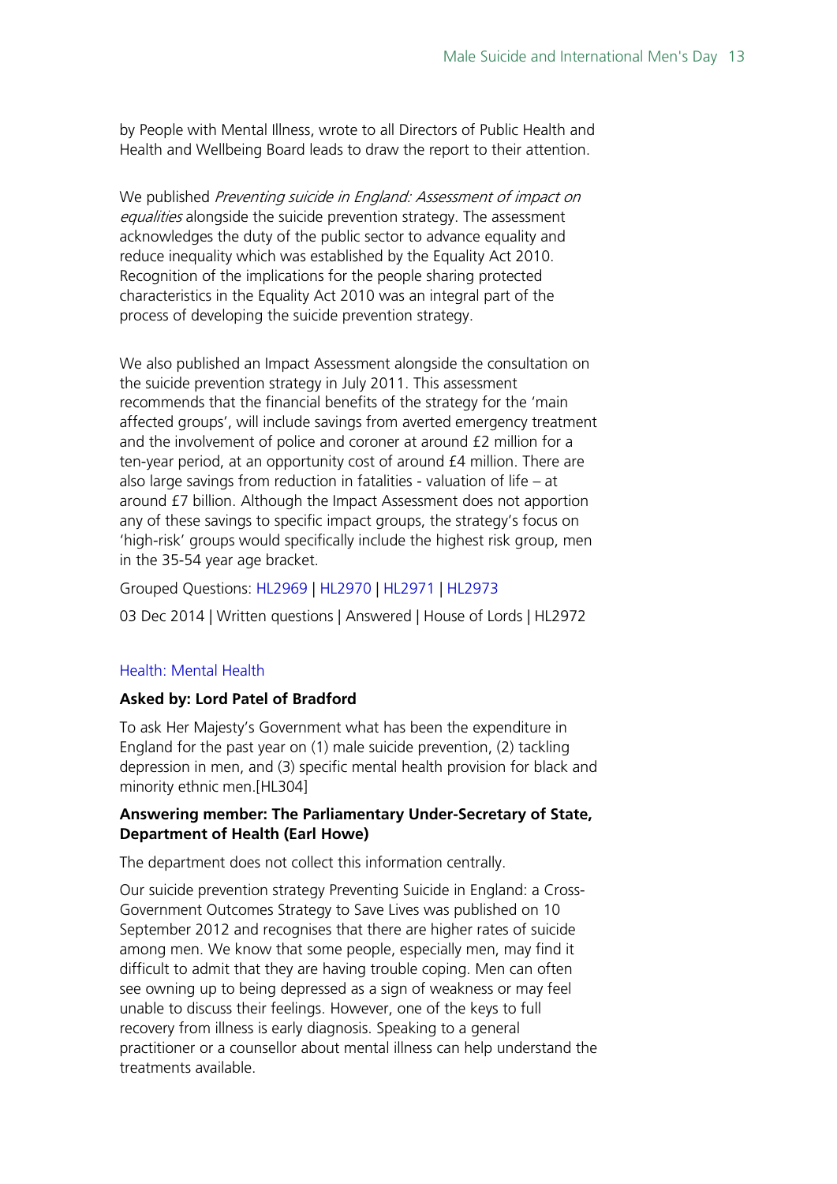by People with Mental Illness, wrote to all Directors of Public Health and Health and Wellbeing Board leads to draw the report to their attention.

We published *Preventing suicide in England: Assessment of impact on equalities* alongside the suicide prevention strategy. The assessment acknowledges the duty of the public sector to advance equality and reduce inequality which was established by the Equality Act 2010. Recognition of the implications for the people sharing protected characteristics in the Equality Act 2010 was an integral part of the process of developing the suicide prevention strategy.

We also published an Impact Assessment alongside the consultation on the suicide prevention strategy in July 2011. This assessment recommends that the financial benefits of the strategy for the 'main affected groups', will include savings from averted emergency treatment and the involvement of police and coroner at around £2 million for a ten-year period, at an opportunity cost of around £4 million. There are also large savings from reduction in fatalities - valuation of life – at around £7 billion. Although the Impact Assessment does not apportion any of these savings to specific impact groups, the strategy's focus on 'high-risk' groups would specifically include the highest risk group, men in the 35-54 year age bracket.

Grouped Questions: HL2969 | HL2970 | HL2971 | HL2973

03 Dec 2014 | Written questions | Answered | House of Lords | HL2972

Health: Mental Health

**Asked by: Lord Patel of Bradford**

To ask Her Majesty's Government what has been the expenditure in England for the past year on (1) male suicide prevention, (2) tackling depression in men, and (3) specific mental health provision for black and minority ethnic men.[HL304]

**Answering member: The Parliamentary Under-Secretary of State, Department of Health (Earl Howe)**

The department does not collect this information centrally.

Our suicide prevention strategy Preventing Suicide in England: a Cross-Government Outcomes Strategy to Save Lives was published on 10 September 2012 and recognises that there are higher rates of suicide among men. We know that some people, especially men, may find it difficult to admit that they are having trouble coping. Men can often see owning up to being depressed as a sign of weakness or may feel unable to discuss their feelings. However, one of the keys to full recovery from illness is early diagnosis. Speaking to a general practitioner or a counsellor about mental illness can help understand the treatments available.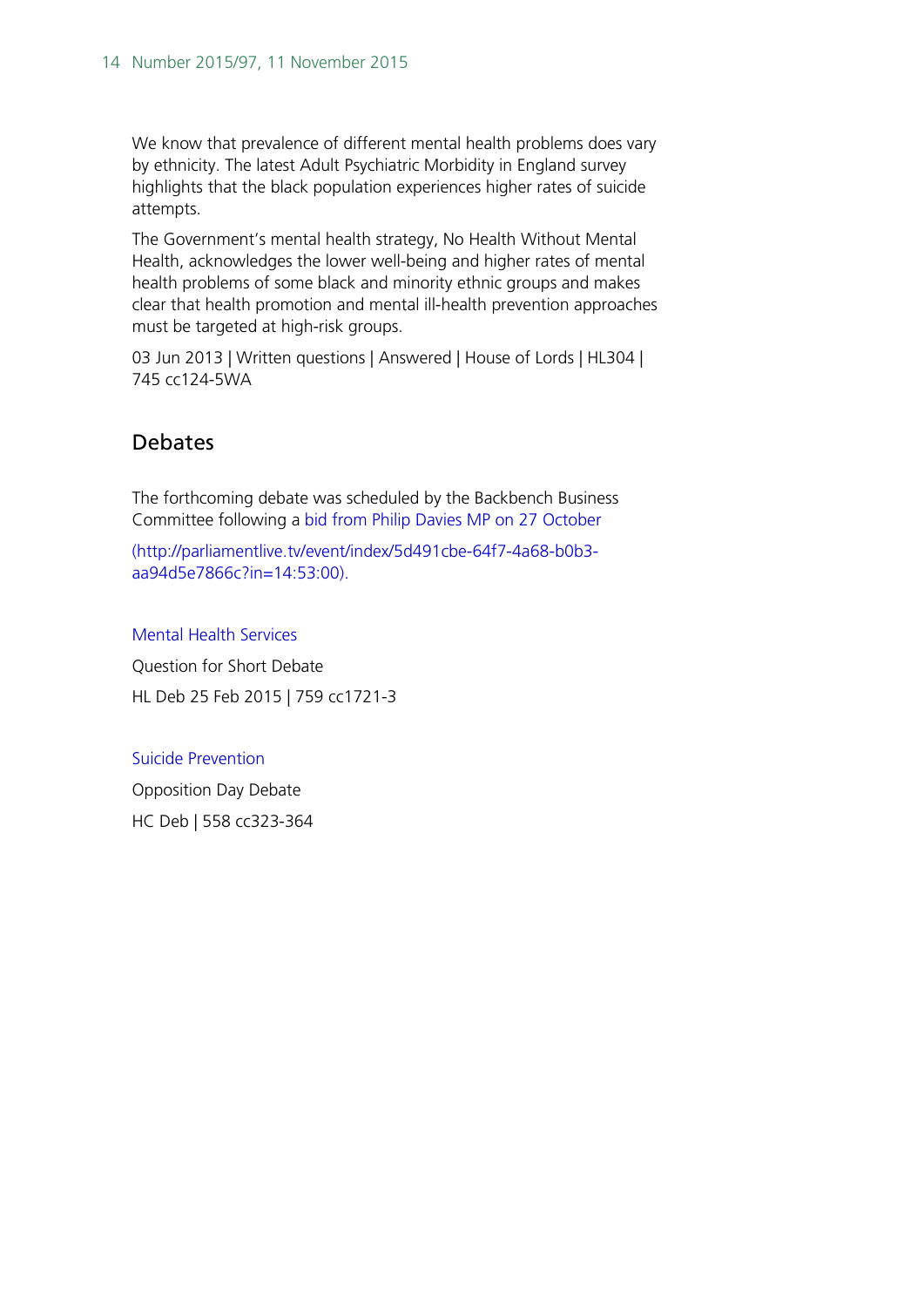We know that prevalence of different mental health problems does vary by ethnicity. The latest Adult Psychiatric Morbidity in England survey highlights that the black population experiences higher rates of suicide attempts.

The Government's mental health strategy, No Health Without Mental Health, acknowledges the lower well-being and higher rates of mental health problems of some black and minority ethnic groups and makes clear that health promotion and mental ill-health prevention approaches must be targeted at high-risk groups.

03 Jun 2013 | Written questions | Answered | House of Lords | HL304 | 745 cc124-5WA

## Debates

The forthcoming debate was scheduled by the Backbench Business Committee following a bid from Philip Davies MP on 27 October

(http://parliamentlive.tv/event/index/5d491cbe-64f7-4a68-b0b3-aa94d5e7866c?in=14:53:00).

Mental Health Services

Question for Short Debate

HL Deb 25 Feb 2015 | 759 cc1721-3

Suicide Prevention

Opposition Day Debate

HC Deb | 558 cc323-364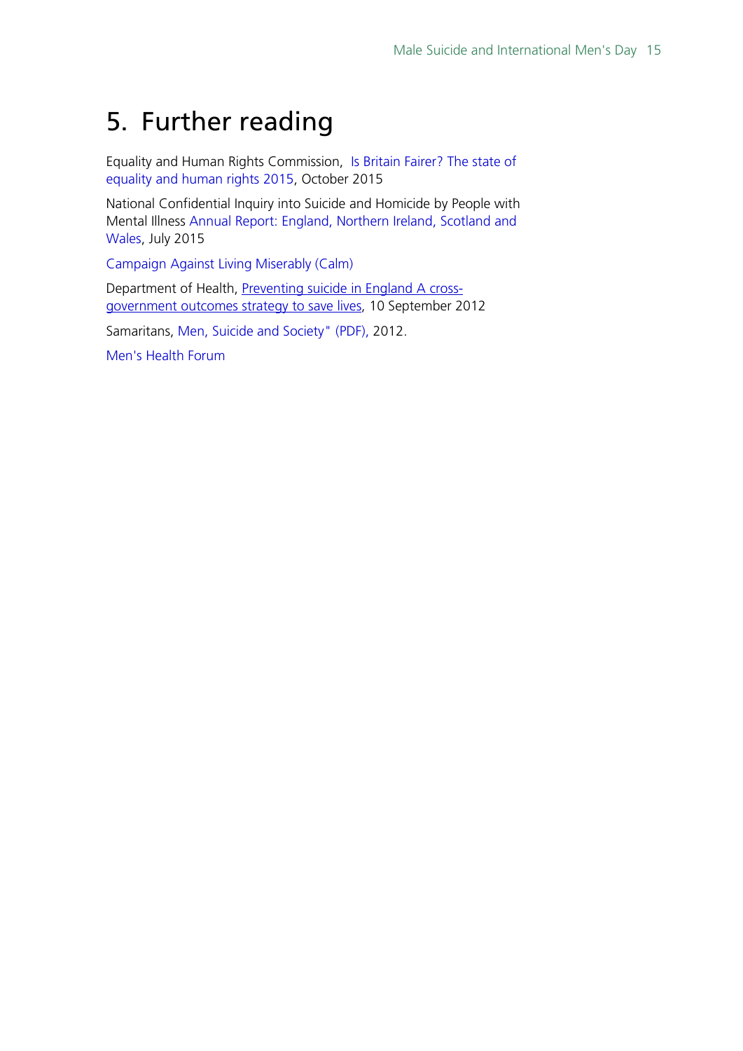# 5. Further reading

Equality and Human Rights Commission, Is Britain Fairer? The state of equality and human rights 2015, October 2015

National Confidential Inquiry into Suicide and Homicide by People with Mental Illness Annual Report: England, Northern Ireland, Scotland and Wales, July 2015

Campaign Against Living Miserably (Calm)

Department of Health, Preventing suicide in England A cross-government outcomes strategy to save lives, 10 September 2012

Samaritans, Men, Suicide and Society" (PDF), 2012.

Men's Health Forum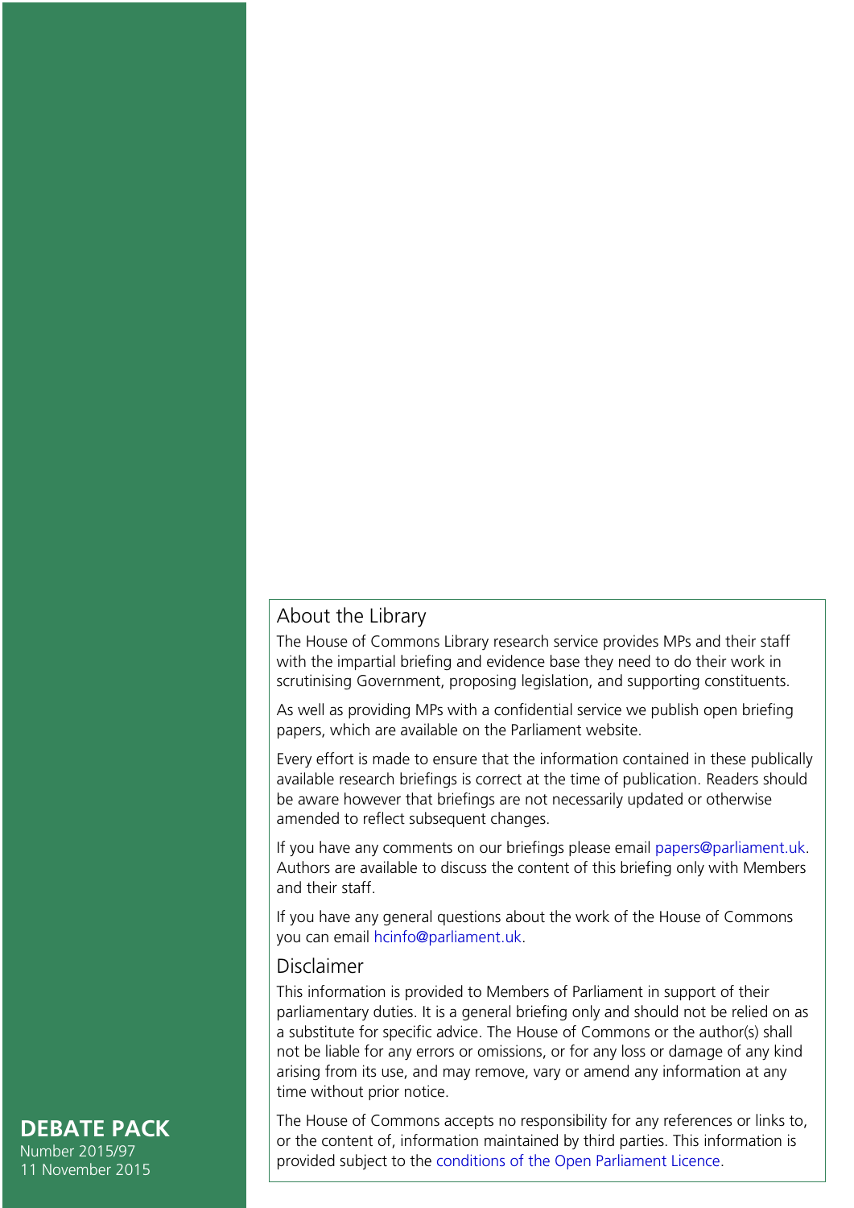## About the Library

The House of Commons Library research service provides MPs and their staff with the impartial briefing and evidence base they need to do their work in scrutinising Government, proposing legislation, and supporting constituents.

As well as providing MPs with a confidential service we publish open briefing papers, which are available on the Parliament website.

Every effort is made to ensure that the information contained in these publically available research briefings is correct at the time of publication. Readers should be aware however that briefings are not necessarily updated or otherwise amended to reflect subsequent changes.

If you have any comments on our briefings please email papers@parliament.uk. Authors are available to discuss the content of this briefing only with Members and their staff.

If you have any general questions about the work of the House of Commons you can email hcinfo@parliament.uk.

## Disclaimer

This information is provided to Members of Parliament in support of their parliamentary duties. It is a general briefing only and should not be relied on as a substitute for specific advice. The House of Commons or the author(s) shall not be liable for any errors or omissions, or for any loss or damage of any kind arising from its use, and may remove, vary or amend any information at any time without prior notice.

The House of Commons accepts no responsibility for any references or links to, or the content of, information maintained by third parties. This information is provided subject to the conditions of the Open Parliament Licence.

**DEBATE PACK**
Number 2015/97
11 November 2015